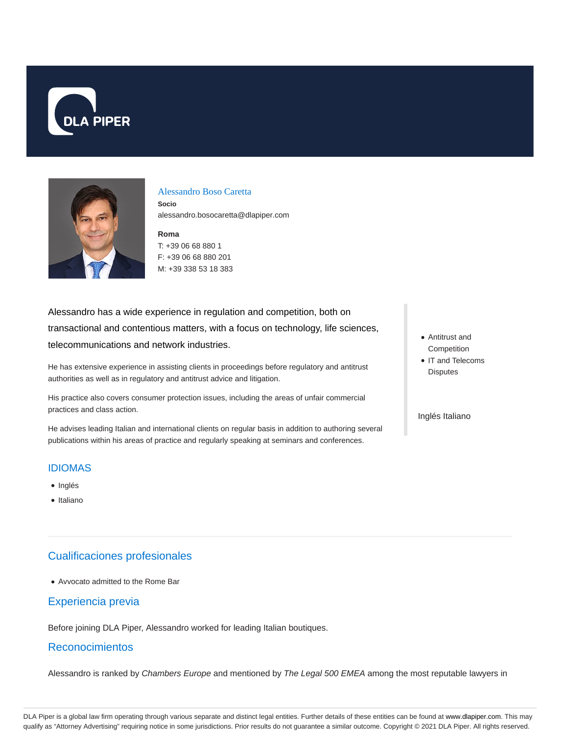# Alessandro Boso Caretta

**Socio**

alessandro.bosocaretta@dlapiper.com

**Roma**

T: +39 06 68 880 1

F: +39 06 68 880 201

M: +39 338 53 18 383

Alessandro has a wide experience in regulation and competition, both on transactional and contentious matters, with a focus on technology, life sciences, telecommunications and network industries.

He has extensive experience in assisting clients in proceedings before regulatory and antitrust authorities as well as in regulatory and antitrust advice and litigation.

His practice also covers consumer protection issues, including the areas of unfair commercial practices and class action.

He advises leading Italian and international clients on regular basis in addition to authoring several publications within his areas of practice and regularly speaking at seminars and conferences.

- Antitrust and Competition
- IT and Telecoms Disputes

Inglés Italiano

## IDIOMAS

- Inglés
- Italiano

## Cualificaciones profesionales

- Avvocato admitted to the Rome Bar

## Experiencia previa

Before joining DLA Piper, Alessandro worked for leading Italian boutiques.

## Reconocimientos

Alessandro is ranked by *Chambers Europe* and mentioned by *The Legal 500 EMEA* among the most reputable lawyers in

DLA Piper is a global law firm operating through various separate and distinct legal entities. Further details of these entities can be found at www.dlapiper.com. This may qualify as "Attorney Advertising" requiring notice in some jurisdictions. Prior results do not guarantee a similar outcome. Copyright © 2021 DLA Piper. All rights reserved.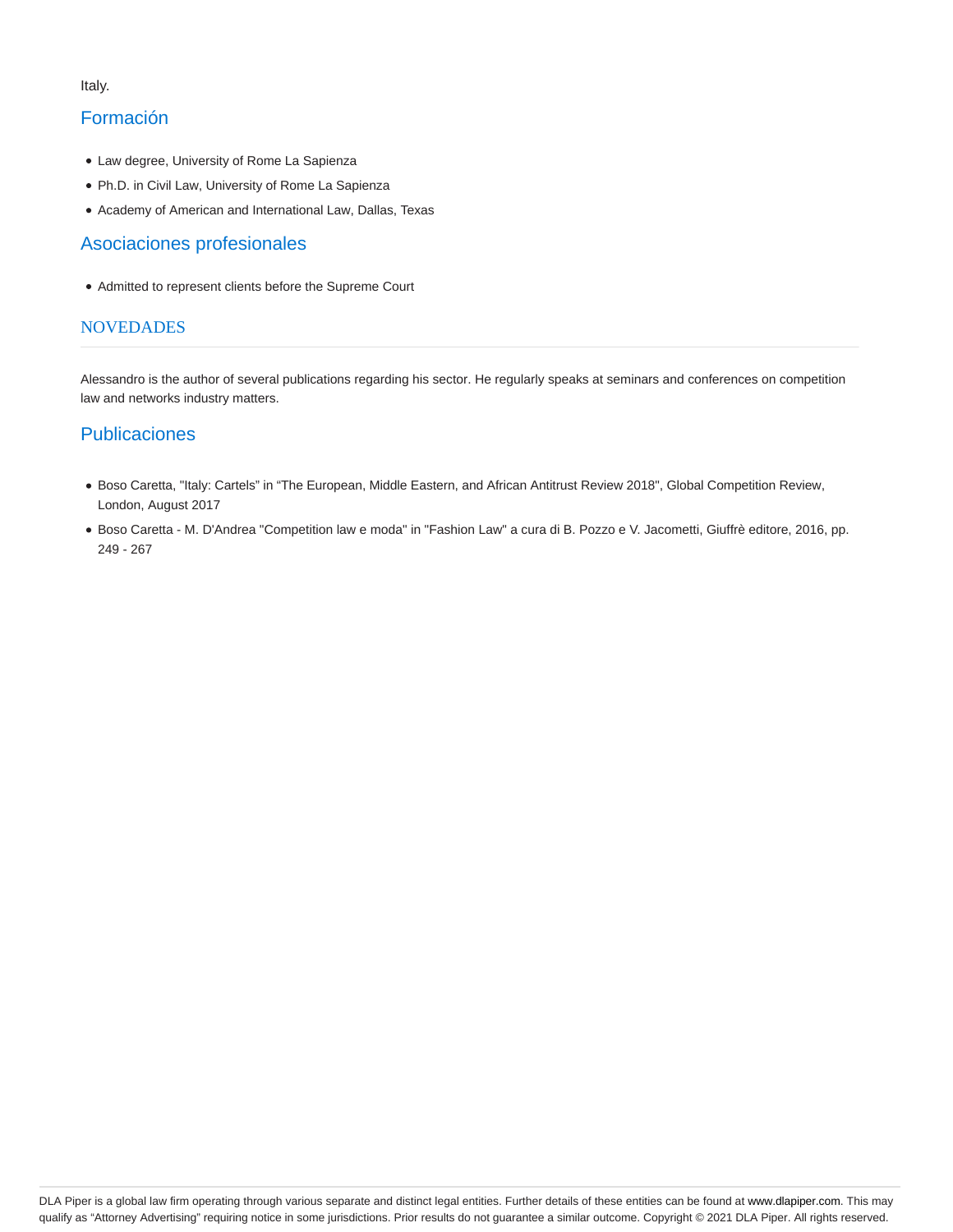Italy.

## Formación

- Law degree, University of Rome La Sapienza
- Ph.D. in Civil Law, University of Rome La Sapienza
- Academy of American and International Law, Dallas, Texas

## Asociaciones profesionales

- Admitted to represent clients before the Supreme Court

## NOVEDADES

Alessandro is the author of several publications regarding his sector. He regularly speaks at seminars and conferences on competition law and networks industry matters.

## Publicaciones

- Boso Caretta, "Italy: Cartels" in "The European, Middle Eastern, and African Antitrust Review 2018", Global Competition Review, London, August 2017
- Boso Caretta - M. D'Andrea "Competition law e moda" in "Fashion Law" a cura di B. Pozzo e V. Jacometti, Giuffrè editore, 2016, pp. 249 - 267

DLA Piper is a global law firm operating through various separate and distinct legal entities. Further details of these entities can be found at www.dlapiper.com. This may qualify as "Attorney Advertising" requiring notice in some jurisdictions. Prior results do not guarantee a similar outcome. Copyright © 2021 DLA Piper. All rights reserved.